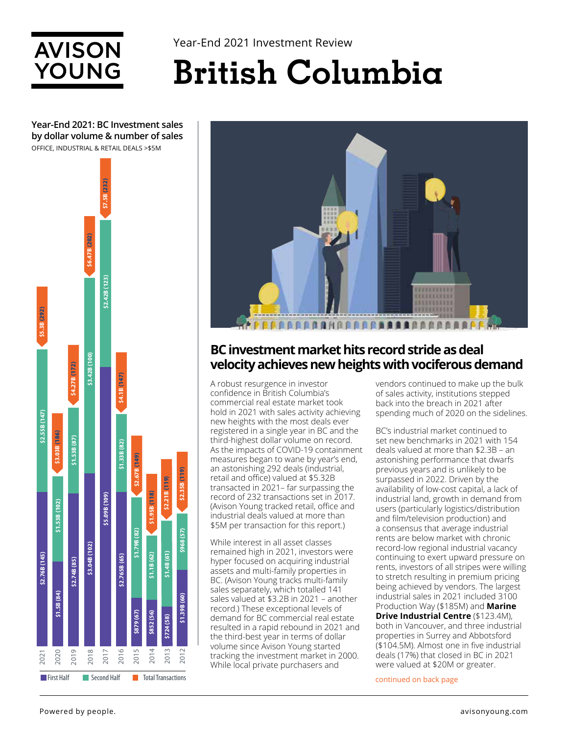# AVISON YOUNG

Year-End 2021 Investment Review

# British Columbia

## Year-End 2021: BC Investment sales by dollar volume & number of sales

OFFICE, INDUSTRIAL & RETAIL DEALS >$5M

| Year | First Half | Second Half | Total Transactions |
|---|---|---|---|
| 2021 | $2.76B (145) | $2.55B (147) | $5.3B (292) |
| 2020 | $1.5B (84) | $1.53B (102) | $3.03B (186) |
| 2019 | $2.74B (85) | $1.53B (87) | $4.27B (172) |
| 2018 | $3.04B (102) | $3.42B (100) | $6.47B (202) |
| 2017 | $5.09B (109) | $2.42B (123) | $7.5B (232) |
| 2016 | $2.765B (65) | $1.33B (82) | $4.1B (147) |
| 2015 | $879 (67) | $1.79B (82) | $2.67B (149) |
| 2014 | $852 (56) | $1.1B (62) | $1.95B (118) |
| 2013 | $724 (58) | $1.4B (61) | $2.21B (119) |
| 2012 | $1.39B (60) | $968 (57) | $2.35B (119) |

## BC investment market hits record stride as deal velocity achieves new heights with vociferous demand

A robust resurgence in investor confidence in British Columbia's commercial real estate market took hold in 2021 with sales activity achieving new heights with the most deals ever registered in a single year in BC and the third-highest dollar volume on record. As the impacts of COVID-19 containment measures began to wane by year's end, an astonishing 292 deals (industrial, retail and office) valued at $5.32B transacted in 2021– far surpassing the record of 232 transactions set in 2017. (Avison Young tracked retail, office and industrial deals valued at more than $5M per transaction for this report.)

While interest in all asset classes remained high in 2021, investors were hyper focused on acquiring industrial assets and multi-family properties in BC. (Avison Young tracks multi-family sales separately, which totalled 141 sales valued at $3.2B in 2021 – another record.) These exceptional levels of demand for BC commercial real estate resulted in a rapid rebound in 2021 and the third-best year in terms of dollar volume since Avison Young started tracking the investment market in 2000. While local private purchasers and vendors continued to make up the bulk of sales activity, institutions stepped back into the breach in 2021 after spending much of 2020 on the sidelines.

BC's industrial market continued to set new benchmarks in 2021 with 154 deals valued at more than $2.3B – an astonishing performance that dwarfs previous years and is unlikely to be surpassed in 2022. Driven by the availability of low-cost capital, a lack of industrial land, growth in demand from users (particularly logistics/distribution and film/television production) and a consensus that average industrial rents are below market with chronic record-low regional industrial vacancy continuing to exert upward pressure on rents, investors of all stripes were willing to stretch resulting in premium pricing being achieved by vendors. The largest industrial sales in 2021 included 3100 Production Way ($185M) and **Marine Drive Industrial Centre** ($123.4M), both in Vancouver, and three industrial properties in Surrey and Abbotsford ($104.5M). Almost one in five industrial deals (17%) that closed in BC in 2021 were valued at $20M or greater.

continued on back page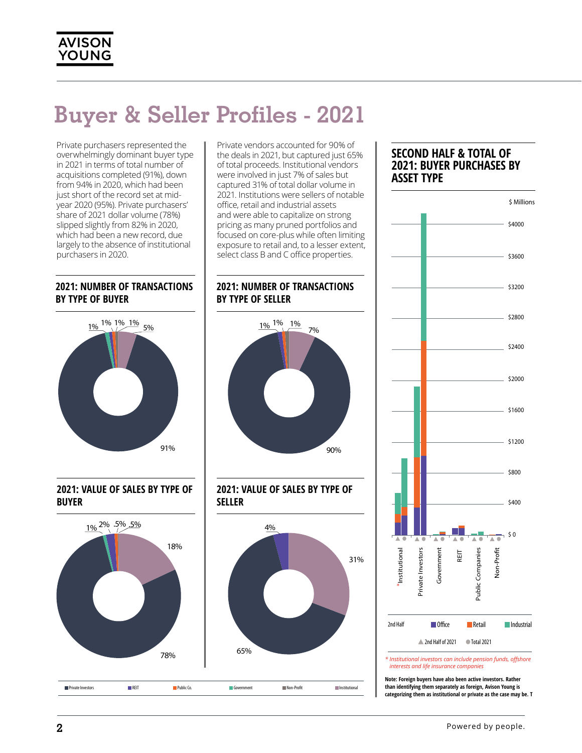# Buyer & Seller Profiles - 2021

Private purchasers represented the overwhelmingly dominant buyer type in 2021 in terms of total number of acquisitions completed (91%), down from 94% in 2020, which had been just short of the record set at mid-year 2020 (95%). Private purchasers' share of 2021 dollar volume (78%) slipped slightly from 82% in 2020, which had been a new record, due largely to the absence of institutional purchasers in 2020.

Private vendors accounted for 90% of the deals in 2021, but captured just 65% of total proceeds. Institutional vendors were involved in just 7% of sales but captured 31% of total dollar volume in 2021. Institutions were sellers of notable office, retail and industrial assets and were able to capitalize on strong pricing as many pruned portfolios and focused on core-plus while often limiting exposure to retail and, to a lesser extent, select class B and C office properties.

## 2021: NUMBER OF TRANSACTIONS BY TYPE OF BUYER

91%, 5%, 1%, 1%, 1%, 1%

## 2021: NUMBER OF TRANSACTIONS BY TYPE OF SELLER

90%, 7%, 1%, 1%, 1%

## 2021: VALUE OF SALES BY TYPE OF BUYER

78%, 18%, 2%, 1%, .5%, .5%

## 2021: VALUE OF SALES BY TYPE OF SELLER

65%, 31%, 4%

Private Investors | REIT | Public Co. | Government | Non-Profit | Institutional

## SECOND HALF & TOTAL OF 2021: BUYER PURCHASES BY ASSET TYPE

$ Millions

$4000, $3600, $3200, $2800, $2400, $2000, $1600, $1200, $800, $400, $0

*Institutional | Private Investors | Government | REIT | Public Companies | Non-Profit

2nd Half: Office | Retail | Industrial

▲ 2nd Half of 2021 ● Total 2021

*\* Institutional investors can include pension funds, offshore interests and life insurance companies*

**Note: Foreign buyers have also been active investors. Rather than identifying them separately as foreign, Avison Young is categorizing them as institutional or private as the case may be. T**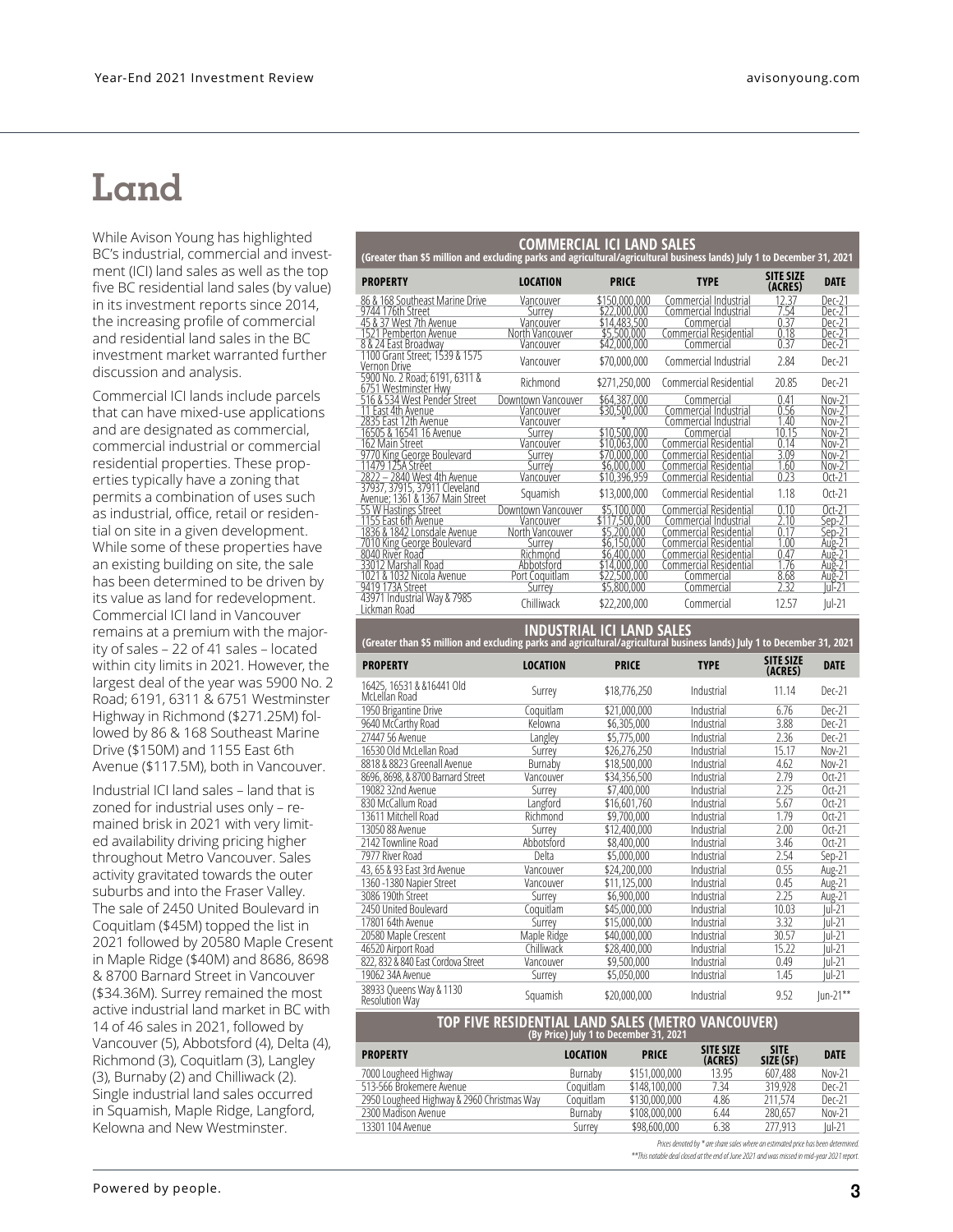# Land

While Avison Young has highlighted BC's industrial, commercial and investment (ICI) land sales as well as the top five BC residential land sales (by value) in its investment reports since 2014, the increasing profile of commercial and residential land sales in the BC investment market warranted further discussion and analysis.

Commercial ICI lands include parcels that can have mixed-use applications and are designated as commercial, commercial industrial or commercial residential properties. These properties typically have a zoning that permits a combination of uses such as industrial, office, retail or residential on site in a given development. While some of these properties have an existing building on site, the sale has been determined to be driven by its value as land for redevelopment. Commercial ICI land in Vancouver remains at a premium with the majority of sales – 22 of 41 sales – located within city limits in 2021. However, the largest deal of the year was 5900 No. 2 Road; 6191, 6311 & 6751 Westminster Highway in Richmond ($271.25M) followed by 86 & 168 Southeast Marine Drive ($150M) and 1155 East 6th Avenue ($117.5M), both in Vancouver.

Industrial ICI land sales – land that is zoned for industrial uses only – remained brisk in 2021 with very limited availability driving pricing higher throughout Metro Vancouver. Sales activity gravitated towards the outer suburbs and into the Fraser Valley. The sale of 2450 United Boulevard in Coquitlam ($45M) topped the list in 2021 followed by 20580 Maple Cresent in Maple Ridge ($40M) and 8686, 8698 & 8700 Barnard Street in Vancouver ($34.36M). Surrey remained the most active industrial land market in BC with 14 of 46 sales in 2021, followed by Vancouver (5), Abbotsford (4), Delta (4), Richmond (3), Coquitlam (3), Langley (3), Burnaby (2) and Chilliwack (2). Single industrial land sales occurred in Squamish, Maple Ridge, Langford, Kelowna and New Westminster.

## COMMERCIAL ICI LAND SALES

(Greater than $5 million and excluding parks and agricultural/agricultural business lands) July 1 to December 31, 2021

| PROPERTY | LOCATION | PRICE | TYPE | SITE SIZE (ACRES) | DATE |
|---|---|---|---|---|---|
| 86 & 168 Southeast Marine Drive | Vancouver | $150,000,000 | Commercial Industrial | 12.37 | Dec-21 |
| 9744 176th Street | Surrey | $22,000,000 | Commercial Industrial | 7.54 | Dec-21 |
| 45 & 37 West 7th Avenue | Vancouver | $14,483,500 | Commercial | 0.37 | Dec-21 |
| 1521 Pemberton Avenue | North Vancouver | $5,500,000 | Commercial Residential | 0.18 | Dec-21 |
| 8 & 24 East Broadway | Vancouver | $42,000,000 | Commercial | 0.37 | Dec-21 |
| 1100 Grant Street; 1539 & 1575 Vernon Drive | Vancouver | $70,000,000 | Commercial Industrial | 2.84 | Dec-21 |
| 5900 No. 2 Road; 6191, 6311 & 6751 Westminster Hwy | Richmond | $271,250,000 | Commercial Residential | 20.85 | Dec-21 |
| 516 & 534 West Pender Street | Downtown Vancouver | $64,387,000 | Commercial | 0.41 | Nov-21 |
| 11 East 4th Avenue | Vancouver | $30,500,000 | Commercial Industrial | 0.56 | Nov-21 |
| 2835 East 12th Avenue | Vancouver | * | Commercial Industrial | 1.40 | Nov-21 |
| 16505 & 16541 16 Avenue | Surrey | $10,500,000 | Commercial | 10.15 | Nov-21 |
| 162 Main Street | Vancouver | $10,063,000 | Commercial Residential | 0.14 | Nov-21 |
| 9770 King George Boulevard | Surrey | $70,000,000 | Commercial Residential | 3.09 | Nov-21 |
| 11479 125A Street | Surrey | $6,000,000 | Commercial Residential | 1.60 | Nov-21 |
| 2822 – 2840 West 4th Avenue | Vancouver | $10,396,959 | Commercial Residential | 0.23 | Oct-21 |
| 37937, 37915, 37911 Cleveland Avenue; 1361 & 1367 Main Street | Squamish | $13,000,000 | Commercial Residential | 1.18 | Oct-21 |
| 55 W Hastings Street | Downtown Vancouver | $5,100,000 | Commercial Residential | 0.10 | Oct-21 |
| 1155 East 6th Avenue | Vancouver | $117,500,000 | Commercial Industrial | 2.10 | Sep-21 |
| 1836 & 1842 Lonsdale Avenue | North Vancouver | $5,200,000 | Commercial Residential | 0.17 | Sep-21 |
| 7010 King George Boulevard | Surrey | $6,150,000 | Commercial Residential | 1.00 | Aug-21 |
| 8040 River Road | Richmond | $6,400,000 | Commercial Residential | 0.47 | Aug-21 |
| 33012 Marshall Road | Abbotsford | $14,000,000 | Commercial Residential | 1.76 | Aug-21 |
| 1021 & 1032 Nicola Avenue | Port Coquitlam | $22,500,000 | Commercial | 8.68 | Aug-21 |
| 9419 173A Street | Surrey | $5,800,000 | Commercial | 2.32 | Jul-21 |
| 43971 Industrial Way & 7985 Lickman Road | Chilliwack | $22,200,000 | Commercial | 12.57 | Jul-21 |

## INDUSTRIAL ICI LAND SALES

(Greater than $5 million and excluding parks and agricultural/agricultural business lands) July 1 to December 31, 2021

| PROPERTY | LOCATION | PRICE | TYPE | SITE SIZE (ACRES) | DATE |
|---|---|---|---|---|---|
| 16425, 16531 & 16441 Old McLellan Road | Surrey | $18,776,250 | Industrial | 11.14 | Dec-21 |
| 1950 Brigantine Drive | Coquitlam | $21,000,000 | Industrial | 6.76 | Dec-21 |
| 9640 McCarthy Road | Kelowna | $6,305,000 | Industrial | 3.88 | Dec-21 |
| 27447 56 Avenue | Langley | $5,775,000 | Industrial | 2.36 | Dec-21 |
| 16530 Old McLellan Road | Surrey | $26,276,250 | Industrial | 15.17 | Nov-21 |
| 8818 & 8823 Greenall Avenue | Burnaby | $18,500,000 | Industrial | 4.62 | Nov-21 |
| 8696, 8698, & 8700 Barnard Street | Vancouver | $34,356,500 | Industrial | 2.79 | Oct-21 |
| 19082 32nd Avenue | Surrey | $7,400,000 | Industrial | 2.25 | Oct-21 |
| 830 McCallum Road | Langford | $16,601,760 | Industrial | 5.67 | Oct-21 |
| 13611 Mitchell Road | Richmond | $9,700,000 | Industrial | 1.79 | Oct-21 |
| 13050 88 Avenue | Surrey | $12,400,000 | Industrial | 2.00 | Oct-21 |
| 2142 Townline Road | Abbotsford | $8,400,000 | Industrial | 3.46 | Oct-21 |
| 7977 River Road | Delta | $5,000,000 | Industrial | 2.54 | Sep-21 |
| 43, 65 & 93 East 3rd Avenue | Vancouver | $24,200,000 | Industrial | 0.55 | Aug-21 |
| 1360 -1380 Napier Street | Vancouver | $11,125,000 | Industrial | 0.45 | Aug-21 |
| 3086 190th Street | Surrey | $6,900,000 | Industrial | 2.25 | Aug-21 |
| 2450 United Boulevard | Coquitlam | $45,000,000 | Industrial | 10.03 | Jul-21 |
| 17801 64th Avenue | Surrey | $15,000,000 | Industrial | 3.32 | Jul-21 |
| 20580 Maple Crescent | Maple Ridge | $40,000,000 | Industrial | 30.57 | Jul-21 |
| 46520 Airport Road | Chilliwack | $28,400,000 | Industrial | 15.22 | Jul-21 |
| 822, 832 & 840 East Cordova Street | Vancouver | $9,500,000 | Industrial | 0.49 | Jul-21 |
| 19062 34A Avenue | Surrey | $5,050,000 | Industrial | 1.45 | Jul-21 |
| 38933 Queens Way & 1130 Resolution Way | Squamish | $20,000,000 | Industrial | 9.52 | Jun-21** |

## TOP FIVE RESIDENTIAL LAND SALES (METRO VANCOUVER)

(By Price) July 1 to December 31, 2021

| PROPERTY | LOCATION | PRICE | SITE SIZE (ACRES) | SITE SIZE (SF) | DATE |
|---|---|---|---|---|---|
| 7000 Lougheed Highway | Burnaby | $151,000,000 | 13.95 | 607,488 | Nov-21 |
| 513-566 Brokemere Avenue | Coquitlam | $148,100,000 | 7.34 | 319,928 | Dec-21 |
| 2950 Lougheed Highway & 2960 Christmas Way | Coquitlam | $130,000,000 | 4.86 | 211,574 | Dec-21 |
| 2300 Madison Avenue | Burnaby | $108,000,000 | 6.44 | 280,657 | Nov-21 |
| 13301 104 Avenue | Surrey | $98,600,000 | 6.38 | 277,913 | Jul-21 |

*Prices denoted by * are share sales where an estimated price has been determined.*

*\*\*This notable deal closed at the end of June 2021 and was missed in mid-year 2021 report.*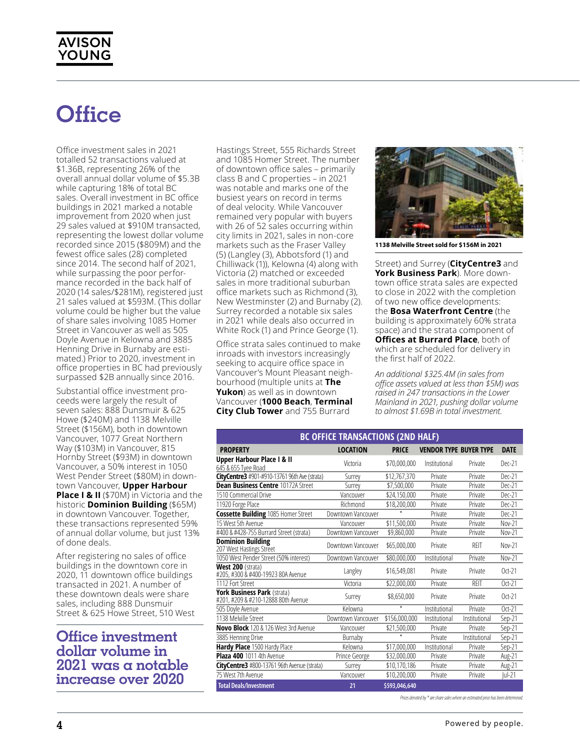# Office

Office investment sales in 2021 totalled 52 transactions valued at $1.36B, representing 26% of the overall annual dollar volume of $5.3B while capturing 18% of total BC sales. Overall investment in BC office buildings in 2021 marked a notable improvement from 2020 when just 29 sales valued at $910M transacted, representing the lowest dollar volume recorded since 2015 ($809M) and the fewest office sales (28) completed since 2014. The second half of 2021, while surpassing the poor performance recorded in the back half of 2020 (14 sales/$281M), registered just 21 sales valued at $593M. (This dollar volume could be higher but the value of share sales involving 1085 Homer Street in Vancouver as well as 505 Doyle Avenue in Kelowna and 3885 Henning Drive in Burnaby are estimated.) Prior to 2020, investment in office properties in BC had previously surpassed $2B annually since 2016.

Substantial office investment proceeds were largely the result of seven sales: 888 Dunsmuir & 625 Howe ($240M) and 1138 Melville Street ($156M), both in downtown Vancouver, 1077 Great Northern Way ($103M) in Vancouver, 815 Hornby Street ($93M) in downtown Vancouver, a 50% interest in 1050 West Pender Street ($80M) in downtown Vancouver, **Upper Harbour Place I & II** ($70M) in Victoria and the historic **Dominion Building** ($65M) in downtown Vancouver. Together, these transactions represented 59% of annual dollar volume, but just 13% of done deals.

After registering no sales of office buildings in the downtown core in 2020, 11 downtown office buildings transacted in 2021. A number of these downtown deals were share sales, including 888 Dunsmuir Street & 625 Howe Street, 510 West Hastings Street, 555 Richards Street and 1085 Homer Street. The number of downtown office sales – primarily class B and C properties – in 2021 was notable and marks one of the busiest years on record in terms of deal velocity. While Vancouver remained very popular with buyers with 26 of 52 sales occurring within city limits in 2021, sales in non-core markets such as the Fraser Valley (5) (Langley (3), Abbotsford (1) and Chilliwack (1)), Kelowna (4) along with Victoria (2) matched or exceeded sales in more traditional suburban office markets such as Richmond (3), New Westminster (2) and Burnaby (2). Surrey recorded a notable six sales in 2021 while deals also occurred in White Rock (1) and Prince George (1).

Office strata sales continued to make inroads with investors increasingly seeking to acquire office space in Vancouver's Mount Pleasant neighbourhood (multiple units at **The Yukon**) as well as in downtown Vancouver (**1000 Beach**, **Terminal City Club Tower** and 755 Burrard Street) and Surrey (**CityCentre3** and **York Business Park**). More downtown office strata sales are expected to close in 2022 with the completion of two new office developments: the **Bosa Waterfront Centre** (the building is approximately 60% strata space) and the strata component of **Offices at Burrard Place**, both of which are scheduled for delivery in the first half of 2022.

## Office investment dollar volume in 2021 was a notable increase over 2020

**1138 Melville Street sold for $156M in 2021**

*An additional $325.4M (in sales from office assets valued at less than $5M) was raised in 247 transactions in the Lower Mainland in 2021, pushing dollar volume to almost $1.69B in total investment.*

| BC OFFICE TRANSACTIONS (2ND HALF) | | | | | |
|---|---|---|---|---|---|
| **PROPERTY** | **LOCATION** | **PRICE** | **VENDOR TYPE** | **BUYER TYPE** | **DATE** |
| **Upper Harbour Place I & II** 645 & 655 Tyee Road | Victoria | $70,000,000 | Institutional | Private | Dec-21 |
| **CityCentre3** #901-#910-13761 96th Ave (strata) | Surrey | $12,767,370 | Private | Private | Dec-21 |
| **Dean Business Centre** 10172A Street | Surrey | $7,500,000 | Private | Private | Dec-21 |
| 1510 Commercial Drive | Vancouver | $24,150,000 | Private | Private | Dec-21 |
| 11920 Forge Place | Richmond | $18,200,000 | Private | Private | Dec-21 |
| **Cossette Building** 1085 Homer Street | Downtown Vancouver | * | Private | Private | Dec-21 |
| 15 West 5th Avenue | Vancouver | $11,500,000 | Private | Private | Nov-21 |
| #400 & #428-755 Burrard Street (strata) | Downtown Vancouver | $9,860,000 | Private | Private | Nov-21 |
| **Dominion Building** 207 West Hastings Street | Downtown Vancouver | $65,000,000 | Private | REIT | Nov-21 |
| 1050 West Pender Street (50% interest) | Downtown Vancouver | $80,000,000 | Institutional | Private | Nov-21 |
| **West 200** (strata) #205, #300 & #400-19923 80A Avenue | Langley | $16,549,081 | Private | Private | Oct-21 |
| 1112 Fort Street | Victoria | $22,000,000 | Private | REIT | Oct-21 |
| **York Business Park** (strata) #201, #209 & #210-12888 80th Avenue | Surrey | $8,650,000 | Private | Private | Oct-21 |
| 505 Doyle Avenue | Kelowna | * | Institutional | Private | Oct-21 |
| 1138 Melville Street | Downtown Vancouver | $156,000,000 | Institutional | Institutional | Sep-21 |
| **Novo Block** 120 & 126 West 3rd Avenue | Vancouver | $21,500,000 | Private | Private | Sep-21 |
| 3885 Henning Drive | Burnaby | * | Private | Institutional | Sep-21 |
| **Hardy Place** 1500 Hardy Place | Kelowna | $17,000,000 | Institutional | Private | Sep-21 |
| **Plaza 400** 1011 4th Avenue | Prince George | $32,000,000 | Private | Private | Aug-21 |
| **CityCentre3** #800-13761 96th Avenue (strata) | Surrey | $10,170,186 | Private | Private | Aug-21 |
| 75 West 7th Avenue | Vancouver | $10,200,000 | Private | Private | Jul-21 |
| **Total Deals/Investment** | **21** | **$593,046,640** | | | |

*Prices denoted by * are share sales where an estimated price has been determined*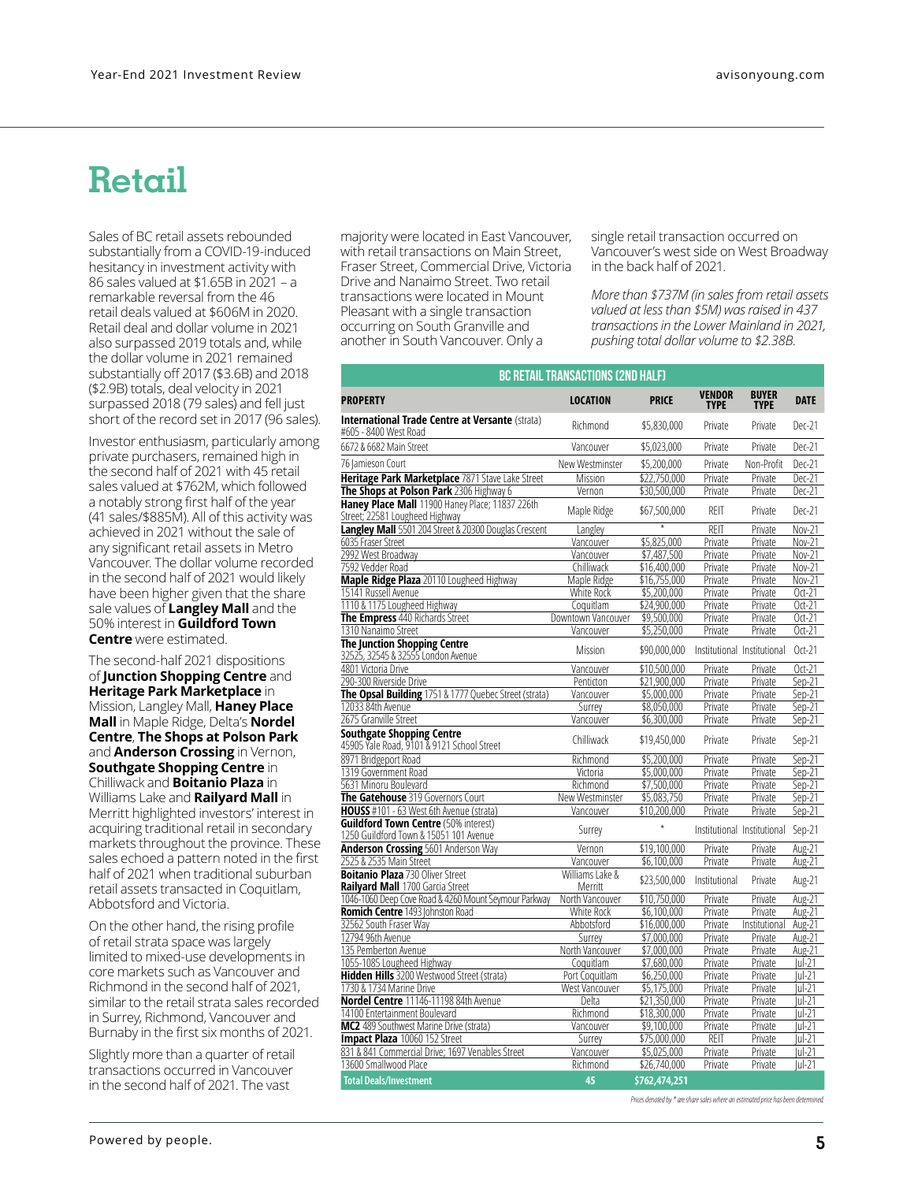# Retail

Sales of BC retail assets rebounded substantially from a COVID-19-induced hesitancy in investment activity with 86 sales valued at $1.65B in 2021 – a remarkable reversal from the 46 retail deals valued at $606M in 2020. Retail deal and dollar volume in 2021 also surpassed 2019 totals and, while the dollar volume in 2021 remained substantially off 2017 ($3.6B) and 2018 ($2.9B) totals, deal velocity in 2021 surpassed 2018 (79 sales) and fell just short of the record set in 2017 (96 sales).

Investor enthusiasm, particularly among private purchasers, remained high in the second half of 2021 with 45 retail sales valued at $762M, which followed a notably strong first half of the year (41 sales/$885M). All of this activity was achieved in 2021 without the sale of any significant retail assets in Metro Vancouver. The dollar volume recorded in the second half of 2021 would likely have been higher given that the share sale values of **Langley Mall** and the 50% interest in **Guildford Town Centre** were estimated.

The second-half 2021 dispositions of **Junction Shopping Centre** and **Heritage Park Marketplace** in Mission, Langley Mall, **Haney Place Mall** in Maple Ridge, Delta's **Nordel Centre**, **The Shops at Polson Park** and **Anderson Crossing** in Vernon, **Southgate Shopping Centre** in Chilliwack and **Boitanio Plaza** in Williams Lake and **Railyard Mall** in Merritt highlighted investors' interest in acquiring traditional retail in secondary markets throughout the province. These sales echoed a pattern noted in the first half of 2021 when traditional suburban retail assets transacted in Coquitlam, Abbotsford and Victoria.

On the other hand, the rising profile of retail strata space was largely limited to mixed-use developments in core markets such as Vancouver and Richmond in the second half of 2021, similar to the retail strata sales recorded in Surrey, Richmond, Vancouver and Burnaby in the first six months of 2021.

Slightly more than a quarter of retail transactions occurred in Vancouver in the second half of 2021. The vast majority were located in East Vancouver, with retail transactions on Main Street, Fraser Street, Commercial Drive, Victoria Drive and Nanaimo Street. Two retail transactions were located in Mount Pleasant with a single transaction occurring on South Granville and another in South Vancouver. Only a single retail transaction occurred on Vancouver's west side on West Broadway in the back half of 2021.

*More than $737M (in sales from retail assets valued at less than $5M) was raised in 437 transactions in the Lower Mainland in 2021, pushing total dollar volume to $2.38B.*

**BC RETAIL TRANSACTIONS (2ND HALF)**

| PROPERTY | LOCATION | PRICE | VENDOR TYPE | BUYER TYPE | DATE |
|---|---|---|---|---|---|
| **International Trade Centre at Versante** (strata) #605 - 8400 West Road | Richmond | $5,830,000 | Private | Private | Dec-21 |
| 6672 & 6682 Main Street | Vancouver | $5,023,000 | Private | Private | Dec-21 |
| 76 Jamieson Court | New Westminster | $5,200,000 | Private | Non-Profit | Dec-21 |
| **Heritage Park Marketplace** 7871 Stave Lake Street | Mission | $22,750,000 | Private | Private | Dec-21 |
| **The Shops at Polson Park** 2306 Highway 6 | Vernon | $30,500,000 | Private | Private | Dec-21 |
| **Haney Place Mall** 11900 Haney Place; 11837 226th Street; 22581 Lougheed Highway | Maple Ridge | $67,500,000 | REIT | Private | Dec-21 |
| **Langley Mall** 5501 204 Street & 20300 Douglas Crescent | Langley | * | REIT | Private | Nov-21 |
| 6035 Fraser Street | Vancouver | $5,825,000 | Private | Private | Nov-21 |
| 2992 West Broadway | Vancouver | $7,487,500 | Private | Private | Nov-21 |
| 7592 Vedder Road | Chilliwack | $16,400,000 | Private | Private | Nov-21 |
| **Maple Ridge Plaza** 20110 Lougheed Highway | Maple Ridge | $16,755,000 | Private | Private | Nov-21 |
| 15141 Russell Avenue | White Rock | $5,200,000 | Private | Private | Oct-21 |
| 1110 & 1175 Lougheed Highway | Coquitlam | $24,900,000 | Private | Private | Oct-21 |
| **The Empress** 440 Richards Street | Downtown Vancouver | $9,500,000 | Private | Private | Oct-21 |
| 1310 Nanaimo Street | Vancouver | $5,250,000 | Private | Private | Oct-21 |
| **The Junction Shopping Centre** 32525, 32545 & 32555 London Avenue | Mission | $90,000,000 | Institutional | Institutional | Oct-21 |
| 4801 Victoria Drive | Vancouver | $10,500,000 | Private | Private | Oct-21 |
| 290-300 Riverside Drive | Penticton | $21,900,000 | Private | Private | Sep-21 |
| **The Opsal Building** 1751 & 1777 Quebec Street (strata) | Vancouver | $5,000,000 | Private | Private | Sep-21 |
| 12033 84th Avenue | Surrey | $8,050,000 | Private | Private | Sep-21 |
| 2675 Granville Street | Vancouver | $6,300,000 | Private | Private | Sep-21 |
| **Southgate Shopping Centre** 45905 Yale Road, 9101 & 9121 School Street | Chilliwack | $19,450,000 | Private | Private | Sep-21 |
| 8971 Bridgeport Road | Richmond | $5,200,000 | Private | Private | Sep-21 |
| 1319 Government Road | Victoria | $5,000,000 | Private | Private | Sep-21 |
| 5631 Minoru Boulevard | Richmond | $7,500,000 | Private | Private | Sep-21 |
| **The Gatehouse** 319 Governors Court | New Westminster | $5,083,750 | Private | Private | Sep-21 |
| **HOUSS** #101 - 63 West 6th Avenue (strata) | Vancouver | $10,200,000 | Private | Private | Sep-21 |
| **Guildford Town Centre** (50% interest) 1250 Guildford Town & 15051 101 Avenue | Surrey | * | Institutional | Institutional | Sep-21 |
| **Anderson Crossing** 5601 Anderson Way | Vernon | $19,100,000 | Private | Private | Aug-21 |
| 2525 & 2535 Main Street | Vancouver | $6,100,000 | Private | Private | Aug-21 |
| **Boitanio Plaza** 730 Oliver Street **Railyard Mall** 1700 Garcia Street | Williams Lake & Merritt | $23,500,000 | Institutional | Private | Aug-21 |
| 1046-1060 Deep Cove Road & 4260 Mount Seymour Parkway | North Vancouver | $10,750,000 | Private | Private | Aug-21 |
| **Romich Centre** 1493 Johnston Road | White Rock | $6,100,000 | Private | Private | Aug-21 |
| 32562 South Fraser Way | Abbotsford | $16,000,000 | Private | Institutional | Aug-21 |
| 12794 96th Avenue | Surrey | $7,000,000 | Private | Private | Aug-21 |
| 135 Pemberton Avenue | North Vancouver | $7,000,000 | Private | Private | Aug-21 |
| 1055-1085 Lougheed Highway | Coquitlam | $7,680,000 | Private | Private | Jul-21 |
| **Hidden Hills** 3200 Westwood Street (strata) | Port Coquitlam | $6,250,000 | Private | Private | Jul-21 |
| 1730 & 1734 Marine Drive | West Vancouver | $5,175,000 | Private | Private | Jul-21 |
| **Nordel Centre** 11146-11198 84th Avenue | Delta | $21,350,000 | Private | Private | Jul-21 |
| 14100 Entertainment Boulevard | Richmond | $18,300,000 | Private | Private | Jul-21 |
| **MC2** 489 Southwest Marine Drive (strata) | Vancouver | $9,100,000 | Private | Private | Jul-21 |
| **Impact Plaza** 10060 152 Street | Surrey | $75,000,000 | REIT | Private | Jul-21 |
| 831 & 841 Commercial Drive; 1697 Venables Street | Vancouver | $5,025,000 | Private | Private | Jul-21 |
| 13600 Smallwood Place | Richmond | $26,740,000 | Private | Private | Jul-21 |
| **Total Deals/Investment** | **45** | **$762,474,251** | | | |

*Prices denoted by * are share sales where an estimated price has been determined.*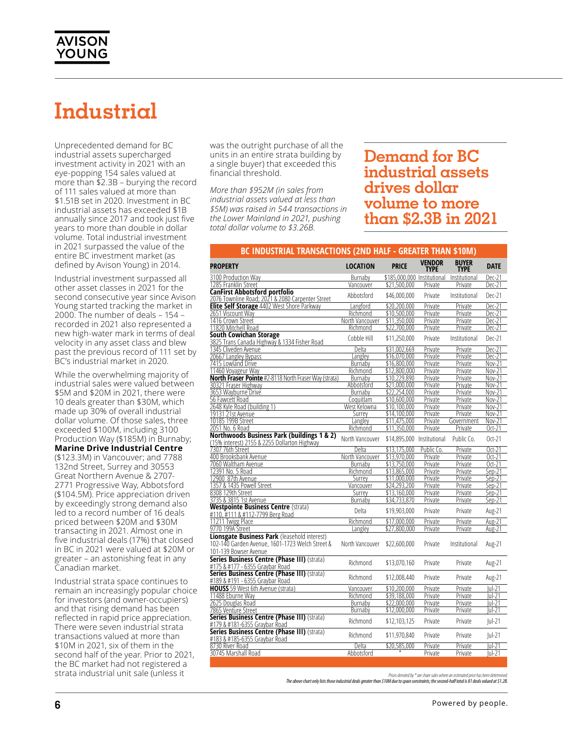# Industrial

Unprecedented demand for BC industrial assets supercharged investment activity in 2021 with an eye-popping 154 sales valued at more than $2.3B – burying the record of 111 sales valued at more than $1.51B set in 2020. Investment in BC industrial assets has exceeded $1B annually since 2017 and took just five years to more than double in dollar volume. Total industrial investment in 2021 surpassed the value of the entire BC investment market (as defined by Avison Young) in 2014.

Industrial investment surpassed all other asset classes in 2021 for the second consecutive year since Avison Young started tracking the market in 2000. The number of deals – 154 – recorded in 2021 also represented a new high-water mark in terms of deal velocity in any asset class and blew past the previous record of 111 set by BC's industrial market in 2020.

While the overwhelming majority of industrial sales were valued between $5M and $20M in 2021, there were 10 deals greater than $30M, which made up 30% of overall industrial dollar volume. Of those sales, three exceeded $100M, including 3100 Production Way ($185M) in Burnaby; **Marine Drive Industrial Centre** ($123.3M) in Vancouver; and 7788 132nd Street, Surrey and 30553 Great Northern Avenue & 2707-2771 Progressive Way, Abbotsford ($104.5M). Price appreciation driven by exceedingly strong demand also led to a record number of 16 deals priced between $20M and $30M transacting in 2021. Almost one in five industrial deals (17%) that closed in BC in 2021 were valued at $20M or greater – an astonishing feat in any Canadian market.

Industrial strata space continues to remain an increasingly popular choice for investors (and owner-occupiers) and that rising demand has been reflected in rapid price appreciation. There were seven industrial strata transactions valued at more than $10M in 2021, six of them in the second half of the year. Prior to 2021, the BC market had not registered a strata industrial unit sale (unless it was the outright purchase of all the units in an entire strata building by a single buyer) that exceeded this financial threshold.

*More than $952M (in sales from industrial assets valued at less than $5M) was raised in 544 transactions in the Lower Mainland in 2021, pushing total dollar volume to $3.26B.*

## Demand for BC industrial assets drives dollar volume to more than $2.3B in 2021

**BC INDUSTRIAL TRANSACTIONS (2ND HALF - GREATER THAN $10M)**

| PROPERTY | LOCATION | PRICE | VENDOR TYPE | BUYER TYPE | DATE |
|---|---|---|---|---|---|
| 3100 Production Way | Burnaby | $185,000,000 | Institutional | Institutional | Dec-21 |
| 1285 Franklin Street | Vancouver | $21,500,000 | Private | Private | Dec-21 |
| **CanFirst Abbotsford portfolio** 2076 Townline Road; 2071 & 2080 Carpenter Street | Abbotsford | $46,000,000 | Private | Institutional | Dec-21 |
| **Elite Self Storage** 4402 West Shore Parkway | Langford | $20,200,000 | Private | Private | Dec-21 |
| 2651 Viscount Way | Richmond | $10,500,000 | Private | Private | Dec-21 |
| 1416 Crown Street | North Vancouver | $11,350,000 | Private | Private | Dec-21 |
| 11820 Mitchell Road | Richmond | $22,700,000 | Private | Private | Dec-21 |
| **South Cowichan Storage** 3825 Trans Canada Highway & 1334 Fisher Road | Cobble Hill | $11,250,000 | Private | Institutional | Dec-21 |
| 1345 Cliveden Avenue | Delta | $31,002,669 | Private | Private | Dec-21 |
| 20667 Langley Bypass | Langley | $16,070,000 | Private | Private | Dec-21 |
| 7415 Lowland Drive | Burnaby | $16,800,000 | Private | Private | Nov-21 |
| 11460 Voyageur Way | Richmond | $12,800,000 | Private | Private | Nov-21 |
| **North Fraser Pointe** #2-8118 North Fraser Way (strata) | Burnaby | $10,229,890 | Private | Private | Nov-21 |
| 30321 Fraser Highway | Abbotsford | $21,000,000 | Private | Private | Nov-21 |
| 3653 Wayburne Drive | Burnaby | $22,254,000 | Private | Private | Nov-21 |
| 56 Fawcett Road | Coquitlam | $10,600,000 | Private | Private | Nov-21 |
| 2648 Kyle Road (building 1) | West Kelowna | $10,100,000 | Private | Private | Nov-21 |
| 19131 21st Avenue | Surrey | $14,100,000 | Private | Private | Nov-21 |
| 10185 199B Street | Langley | $11,475,000 | Private | Government | Nov-21 |
| 2051 No. 6 Road | Richmond | $11,350,000 | Private | Private | Oct-21 |
| **Northwoods Business Park (buildings 1 & 2)** (15% interest) 2155 & 2255 Dollarton Highway | North Vancouver | $14,895,000 | Institutional | Public Co. | Oct-21 |
| 7307 76th Street | Delta | $13,175,000 | Public Co. | Private | Oct-21 |
| 400 Brooksbank Avenue | North Vancouver | $13,970,000 | Private | Private | Oct-21 |
| 7060 Waltham Avenue | Burnaby | $13,750,000 | Private | Private | Oct-21 |
| 12391 No. 5 Road | Richmond | $13,865,000 | Private | Private | Sep-21 |
| 12900 87th Avenue | Surrey | $11,000,000 | Private | Private | Sep-21 |
| 1357 & 1435 Powell Street | Vancouver | $24,293,200 | Private | Private | Sep-21 |
| 8308 129th Street | Surrey | $13,160,000 | Private | Private | Sep-21 |
| 3735 & 3815 1st Avenue | Burnaby | $34,733,870 | Private | Private | Sep-21 |
| **Westpointe Business Centre** (strata) #110, #111 & #112-7799 Berg Road | Delta | $19,903,000 | Private | Private | Aug-21 |
| 11211 Twigg Place | Richmond | $17,000,000 | Private | Private | Aug-21 |
| 9770 199A Street | Langley | $27,800,000 | Private | Private | Aug-21 |
| **Lionsgate Business Park** (leasehold interest) 102-140 Garden Avenue, 1601-1723 Welch Street & 101-139 Bowser Avenue | North Vancouver | $22,600,000 | Private | Institutional | Aug-21 |
| **Series Business Centre (Phase III)** (strata) #175 & #177 - 6355 Graybar Road | Richmond | $13,070,160 | Private | Private | Aug-21 |
| **Series Business Centre (Phase III)** (strata) #189 & #191 - 6355 Graybar Road | Richmond | $12,008,440 | Private | Private | Aug-21 |
| **HOUSS** 59 West 6th Avenue (strata) | Vancouver | $10,200,000 | Private | Private | Jul-21 |
| 11488 Eburne Way | Richmond | $39,188,000 | Private | Private | Jul-21 |
| 2625 Douglas Road | Burnaby | $22,000,000 | Private | Private | Jul-21 |
| 7865 Venture Street | Burnaby | $12,000,000 | Private | Private | Jul-21 |
| **Series Business Centre (Phase III)** (strata) #179 & #181-6355 Graybar Road | Richmond | $12,103,125 | Private | Private | Jul-21 |
| **Series Business Centre (Phase III)** (strata) #183 & #185-6355 Graybar Road | Richmond | $11,970,840 | Private | Private | Jul-21 |
| 8730 River Road | Delta | $20,585,000 | Private | Private | Jul-21 |
| 30745 Marshall Road | Abbotsford | * | Private | Private | Jul-21 |

*Prices denoted by \* are share sales where an estimated price has been determined*

*The above chart only lists those industrial deals greater than $10M due to space constraints; the second-half total is 81 deals valued at $1.2B.*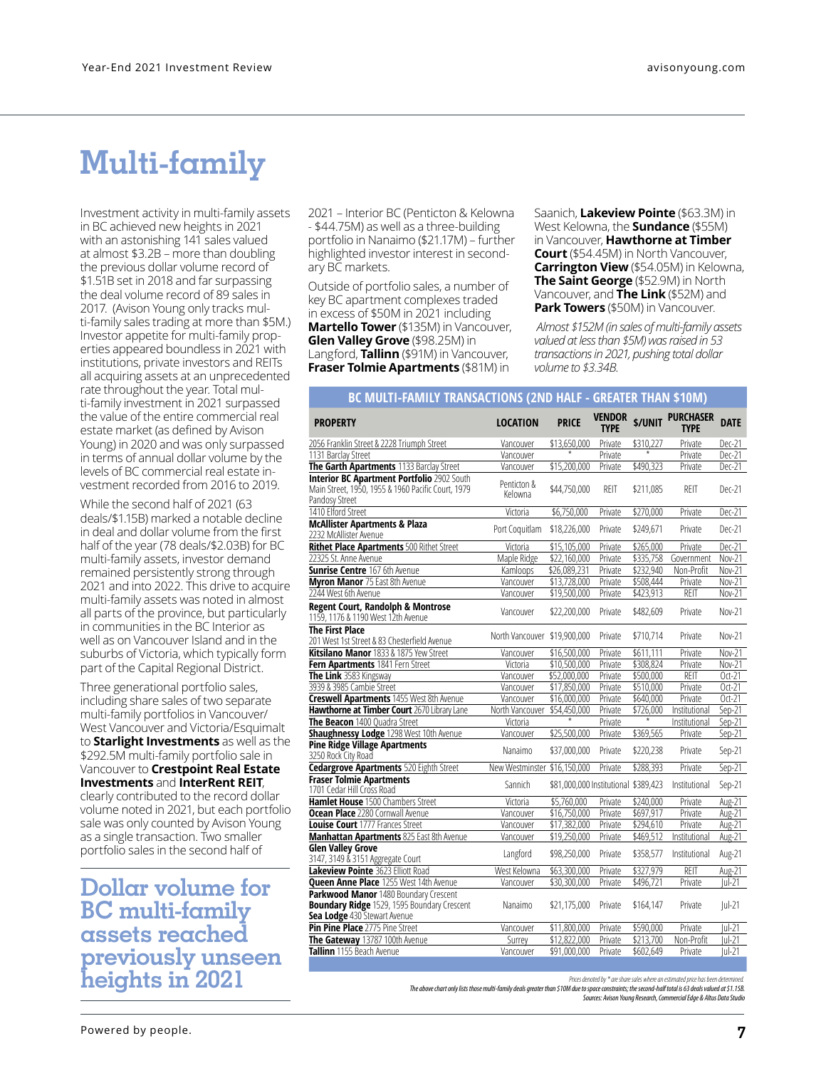# Multi-family

Investment activity in multi-family assets in BC achieved new heights in 2021 with an astonishing 141 sales valued at almost $3.2B – more than doubling the previous dollar volume record of $1.51B set in 2018 and far surpassing the deal volume record of 89 sales in 2017. (Avison Young only tracks multi-family sales trading at more than $5M.) Investor appetite for multi-family properties appeared boundless in 2021 with institutions, private investors and REITs all acquiring assets at an unprecedented rate throughout the year. Total multi-family investment in 2021 surpassed the value of the entire commercial real estate market (as defined by Avison Young) in 2020 and was only surpassed in terms of annual dollar volume by the levels of BC commercial real estate investment recorded from 2016 to 2019.

While the second half of 2021 (63 deals/$1.15B) marked a notable decline in deal and dollar volume from the first half of the year (78 deals/$2.03B) for BC multi-family assets, investor demand remained persistently strong through 2021 and into 2022. This drive to acquire multi-family assets was noted in almost all parts of the province, but particularly in communities in the BC Interior as well as on Vancouver Island and in the suburbs of Victoria, which typically form part of the Capital Regional District.

Three generational portfolio sales, including share sales of two separate multi-family portfolios in Vancouver/West Vancouver and Victoria/Esquimalt to **Starlight Investments** as well as the $292.5M multi-family portfolio sale in Vancouver to **Crestpoint Real Estate Investments** and **InterRent REIT**, clearly contributed to the record dollar volume noted in 2021, but each portfolio sale was only counted by Avison Young as a single transaction. Two smaller portfolio sales in the second half of 2021 – Interior BC (Penticton & Kelowna - $44.75M) as well as a three-building portfolio in Nanaimo ($21.17M) – further highlighted investor interest in secondary BC markets.

Outside of portfolio sales, a number of key BC apartment complexes traded in excess of $50M in 2021 including **Martello Tower** ($135M) in Vancouver, **Glen Valley Grove** ($98.25M) in Langford, **Tallinn** ($91M) in Vancouver, **Fraser Tolmie Apartments** ($81M) in Saanich, **Lakeview Pointe** ($63.3M) in West Kelowna, the **Sundance** ($55M) in Vancouver, **Hawthorne at Timber Court** ($54.45M) in North Vancouver, **Carrington View** ($54.05M) in Kelowna, **The Saint George** ($52.9M) in North Vancouver, and **The Link** ($52M) and **Park Towers** ($50M) in Vancouver.

*Almost $152M (in sales of multi-family assets valued at less than $5M) was raised in 53 transactions in 2021, pushing total dollar volume to $3.34B.*

## Dollar volume for BC multi-family assets reached previously unseen heights in 2021

**BC MULTI-FAMILY TRANSACTIONS (2ND HALF - GREATER THAN $10M)**

| PROPERTY | LOCATION | PRICE | VENDOR TYPE | $/UNIT | PURCHASER TYPE | DATE |
|---|---|---|---|---|---|---|
| 2056 Franklin Street & 2228 Triumph Street | Vancouver | $13,650,000 | Private | $310,227 | Private | Dec-21 |
| 1131 Barclay Street | Vancouver | * | Private | * | Private | Dec-21 |
| **The Garth Apartments** 1133 Barclay Street | Vancouver | $15,200,000 | Private | $490,323 | Private | Dec-21 |
| **Interior BC Apartment Portfolio** 2902 South Main Street, 1950, 1955 & 1960 Pacific Court, 1979 Pandosy Street | Penticton & Kelowna | $44,750,000 | REIT | $211,085 | REIT | Dec-21 |
| 1410 Elford Street | Victoria | $6,750,000 | Private | $270,000 | Private | Dec-21 |
| **McAllister Apartments & Plaza** 2232 McAllister Avenue | Port Coquitlam | $18,226,000 | Private | $249,671 | Private | Dec-21 |
| **Rithet Place Apartments** 500 Rithet Street | Victoria | $15,105,000 | Private | $265,000 | Private | Dec-21 |
| 22325 St. Anne Avenue | Maple Ridge | $22,160,000 | Private | $335,758 | Government | Nov-21 |
| **Sunrise Centre** 167 6th Avenue | Kamloops | $26,089,231 | Private | $232,940 | Non-Profit | Nov-21 |
| **Myron Manor** 75 East 8th Avenue | Vancouver | $13,728,000 | Private | $508,444 | Private | Nov-21 |
| 2244 West 6th Avenue | Vancouver | $19,500,000 | Private | $423,913 | REIT | Nov-21 |
| **Regent Court, Randolph & Montrose** 1159, 1176 & 1190 West 12th Avenue | Vancouver | $22,200,000 | Private | $482,609 | Private | Nov-21 |
| **The First Place** 201 West 1st Street & 83 Chesterfield Avenue | North Vancouver | $19,900,000 | Private | $710,714 | Private | Nov-21 |
| **Kitsilano Manor** 1833 & 1875 Yew Street | Vancouver | $16,500,000 | Private | $611,111 | Private | Nov-21 |
| **Fern Apartments** 1841 Fern Street | Victoria | $10,500,000 | Private | $308,824 | Private | Nov-21 |
| **The Link** 3583 Kingsway | Vancouver | $52,000,000 | Private | $500,000 | REIT | Oct-21 |
| 3939 & 3985 Cambie Street | Vancouver | $17,850,000 | Private | $510,000 | Private | Oct-21 |
| **Creswell Apartments** 1455 West 8th Avenue | Vancouver | $16,000,000 | Private | $640,000 | Private | Oct-21 |
| **Hawthorne at Timber Court** 2670 Library Lane | North Vancouver | $54,450,000 | Private | $726,000 | Institutional | Sep-21 |
| **The Beacon** 1400 Quadra Street | Victoria | * | Private | * | Institutional | Sep-21 |
| **Shaughnessy Lodge** 1298 West 10th Avenue | Vancouver | $25,500,000 | Private | $369,565 | Private | Sep-21 |
| **Pine Ridge Village Apartments** 3250 Rock City Road | Nanaimo | $37,000,000 | Private | $220,238 | Private | Sep-21 |
| **Cedargrove Apartments** 520 Eighth Street | New Westminster | $16,150,000 | Private | $288,393 | Private | Sep-21 |
| **Fraser Tolmie Apartments** 1701 Cedar Hill Cross Road | Sannich | $81,000,000 | Institutional | $389,423 | Institutional | Sep-21 |
| **Hamlet House** 1500 Chambers Street | Victoria | $5,760,000 | Private | $240,000 | Private | Aug-21 |
| **Ocean Place** 2280 Cornwall Avenue | Vancouver | $16,750,000 | Private | $697,917 | Private | Aug-21 |
| **Louise Court** 1777 Frances Street | Vancouver | $17,382,000 | Private | $294,610 | Private | Aug-21 |
| **Manhattan Apartments** 825 East 8th Avenue | Vancouver | $19,250,000 | Private | $469,512 | Institutional | Aug-21 |
| **Glen Valley Grove** 3147, 3149 & 3151 Aggregate Court | Langford | $98,250,000 | Private | $358,577 | Institutional | Aug-21 |
| **Lakeview Pointe** 3623 Elliott Road | West Kelowna | $63,300,000 | Private | $327,979 | REIT | Aug-21 |
| **Queen Anne Place** 1255 West 14th Avenue | Vancouver | $30,300,000 | Private | $496,721 | Private | Jul-21 |
| **Parkwood Manor** 1480 Boundary Crescent **Boundary Ridge** 1529, 1595 Boundary Crescent **Sea Lodge** 430 Stewart Avenue | Nanaimo | $21,175,000 | Private | $164,147 | Private | Jul-21 |
| **Pin Pine Place** 2775 Pine Street | Vancouver | $11,800,000 | Private | $590,000 | Private | Jul-21 |
| **The Gateway** 13787 100th Avenue | Surrey | $12,822,000 | Private | $213,700 | Non-Profit | Jul-21 |
| **Tallinn** 1155 Beach Avenue | Vancouver | $91,000,000 | Private | $602,649 | Private | Jul-21 |

*Prices denoted by * are share sales where an estimated price has been determined.*

*The above chart only lists those multi-family deals greater than $10M due to space constraints; the second-half total is 63 deals valued at $1.15B.*

*Sources: Avison Young Research, Commercial Edge & Altus Data Studio*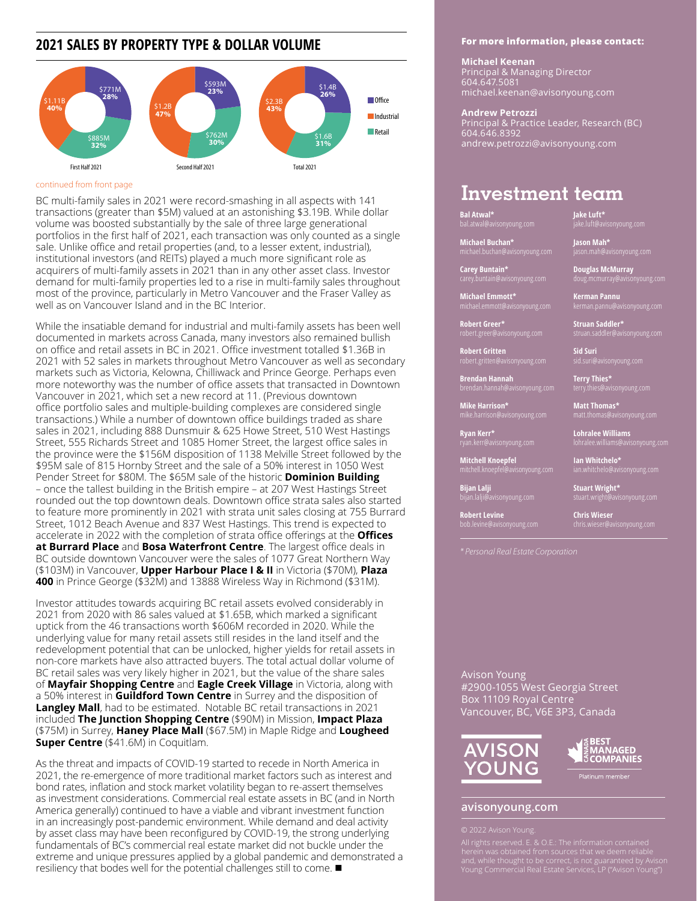## 2021 SALES BY PROPERTY TYPE & DOLLAR VOLUME

$771M
28%
$1.11B
40%
$885M
32%
First Half 2021

$593M
23%
$1.2B
47%
$762M
30%
Second Half 2021

$1.4B
26%
$2.3B
43%
$1.6B
31%
Total 2021

Office
Industrial
Retail

continued from front page

BC multi-family sales in 2021 were record-smashing in all aspects with 141 transactions (greater than $5M) valued at an astonishing $3.19B. While dollar volume was boosted substantially by the sale of three large generational portfolios in the first half of 2021, each transaction was only counted as a single sale. Unlike office and retail properties (and, to a lesser extent, industrial), institutional investors (and REITs) played a much more significant role as acquirers of multi-family assets in 2021 than in any other asset class. Investor demand for multi-family properties led to a rise in multi-family sales throughout most of the province, particularly in Metro Vancouver and the Fraser Valley as well as on Vancouver Island and in the BC Interior.

While the insatiable demand for industrial and multi-family assets has been well documented in markets across Canada, many investors also remained bullish on office and retail assets in BC in 2021. Office investment totalled $1.36B in 2021 with 52 sales in markets throughout Metro Vancouver as well as secondary markets such as Victoria, Kelowna, Chilliwack and Prince George. Perhaps even more noteworthy was the number of office assets that transacted in Downtown Vancouver in 2021, which set a new record at 11. (Previous downtown office portfolio sales and multiple-building complexes are considered single transactions.) While a number of downtown office buildings traded as share sales in 2021, including 888 Dunsmuir & 625 Howe Street, 510 West Hastings Street, 555 Richards Street and 1085 Homer Street, the largest office sales in the province were the $156M disposition of 1138 Melville Street followed by the $95M sale of 815 Hornby Street and the sale of a 50% interest in 1050 West Pender Street for $80M. The $65M sale of the historic **Dominion Building** – once the tallest building in the British empire – at 207 West Hastings Street rounded out the top downtown deals. Downtown office strata sales also started to feature more prominently in 2021 with strata unit sales closing at 755 Burrard Street, 1012 Beach Avenue and 837 West Hastings. This trend is expected to accelerate in 2022 with the completion of strata office offerings at the **Offices at Burrard Place** and **Bosa Waterfront Centre**. The largest office deals in BC outside downtown Vancouver were the sales of 1077 Great Northern Way ($103M) in Vancouver, **Upper Harbour Place I & II** in Victoria ($70M), **Plaza 400** in Prince George ($32M) and 13888 Wireless Way in Richmond ($31M).

Investor attitudes towards acquiring BC retail assets evolved considerably in 2021 from 2020 with 86 sales valued at $1.65B, which marked a significant uptick from the 46 transactions worth $606M recorded in 2020. While the underlying value for many retail assets still resides in the land itself and the redevelopment potential that can be unlocked, higher yields for retail assets in non-core markets have also attracted buyers. The total actual dollar volume of BC retail sales was very likely higher in 2021, but the value of the share sales of **Mayfair Shopping Centre** and **Eagle Creek Village** in Victoria, along with a 50% interest in **Guildford Town Centre** in Surrey and the disposition of **Langley Mall**, had to be estimated. Notable BC retail transactions in 2021 included **The Junction Shopping Centre** ($90M) in Mission, **Impact Plaza** ($75M) in Surrey, **Haney Place Mall** ($67.5M) in Maple Ridge and **Lougheed Super Centre** ($41.6M) in Coquitlam.

As the threat and impacts of COVID-19 started to recede in North America in 2021, the re-emergence of more traditional market factors such as interest and bond rates, inflation and stock market volatility began to re-assert themselves as investment considerations. Commercial real estate assets in BC (and in North America generally) continued to have a viable and vibrant investment function in an increasingly post-pandemic environment. While demand and deal activity by asset class may have been reconfigured by COVID-19, the strong underlying fundamentals of BC's commercial real estate market did not buckle under the extreme and unique pressures applied by a global pandemic and demonstrated a resiliency that bodes well for the potential challenges still to come. ■

**For more information, please contact:**

**Michael Keenan**
Principal & Managing Director
604.647.5081
michael.keenan@avisonyoung.com

**Andrew Petrozzi**
Principal & Practice Leader, Research (BC)
604.646.8392
andrew.petrozzi@avisonyoung.com

## Investment team

**Bal Atwal***
bal.atwal@avisonyoung.com

**Michael Buchan***
michael.buchan@avisonyoung.com

**Carey Buntain***
carey.buntain@avisonyoung.com

**Michael Emmott***
michael.emmott@avisonyoung.com

**Robert Greer***
robert.greer@avisonyoung.com

**Robert Gritten**
robert.gritten@avisonyoung.com

**Brendan Hannah**
brendan.hannah@avisonyoung.com

**Mike Harrison***
mike.harrison@avisonyoung.com

**Ryan Kerr***
ryan.kerr@avisonyoung.com

**Mitchell Knoepfel**
mitchell.knoepfel@avisonyoung.com

**Bijan Lalji**
bijan.lalji@avisonyoung.com

**Robert Levine**
bob.levine@avisonyoung.com

**Jake Luft***
jake.luft@avisonyoung.com

**Jason Mah***
jason.mah@avisonyoung.com

**Douglas McMurray**
doug.mcmurray@avisonyoung.com

**Kerman Pannu**
kerman.pannu@avisonyoung.com

**Struan Saddler***
struan.saddler@avisonyoung.com

**Sid Suri**
sid.suri@avisonyoung.com

**Terry Thies***
terry.thies@avisonyoung.com

**Matt Thomas***
matt.thomas@avisonyoung.com

**Lohralee Williams**
lohralee.williams@avisonyoung.com

**Ian Whitchelo***
ian.whitchelo@avisonyoung.com

**Stuart Wright***
stuart.wright@avisonyoung.com

**Chris Wieser**
chris.wieser@avisonyoung.com

*\* Personal Real Estate Corporation*

Avison Young
#2900-1055 West Georgia Street
Box 11109 Royal Centre
Vancouver, BC, V6E 3P3, Canada

AVISON YOUNG

BEST MANAGED COMPANIES
Platinum member

**avisonyoung.com**

© 2022 Avison Young.

All rights reserved. E. & O.E.: The information contained herein was obtained from sources that we deem reliable and, while thought to be correct, is not guaranteed by Avison Young Commercial Real Estate Services, LP ("Avison Young")